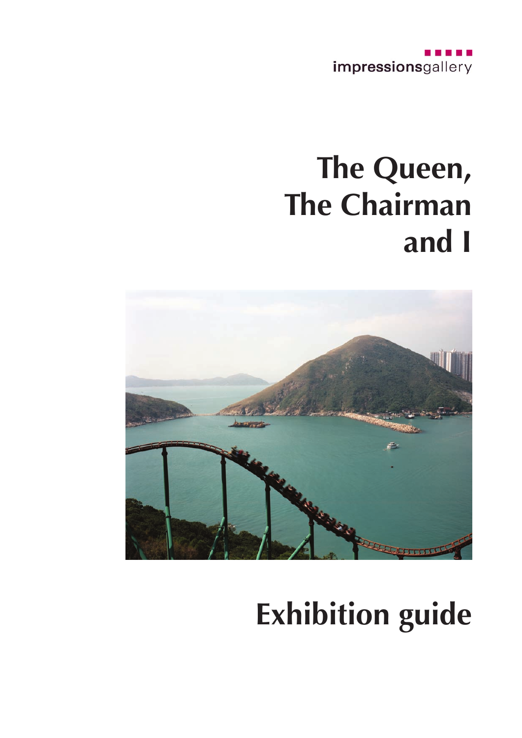impressionsgallery

# The Queen, The Chairman and I

# Exhibition guide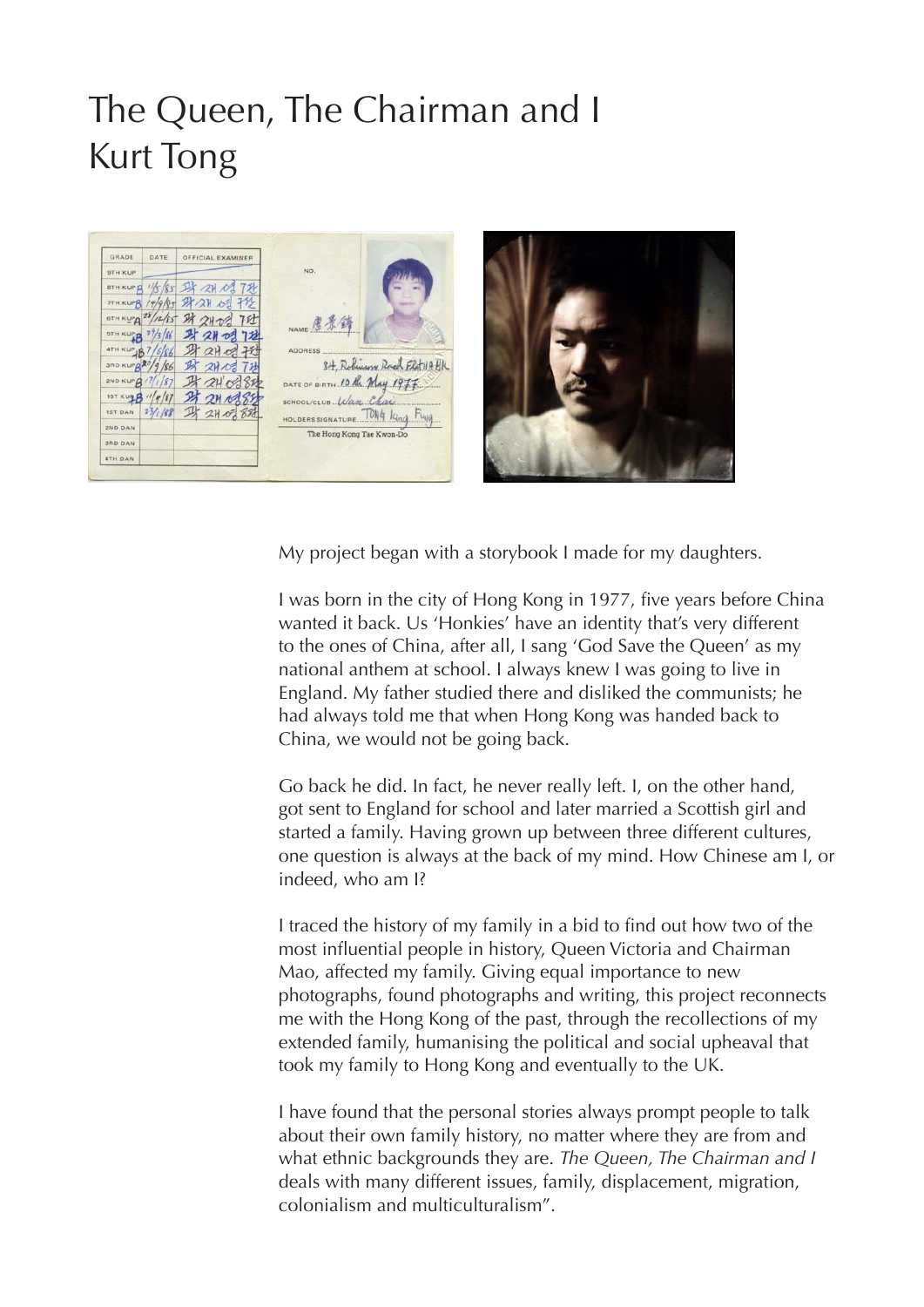# The Queen, The Chairman and I
# Kurt Tong

My project began with a storybook I made for my daughters.

I was born in the city of Hong Kong in 1977, five years before China wanted it back. Us 'Honkies' have an identity that's very different to the ones of China, after all, I sang 'God Save the Queen' as my national anthem at school. I always knew I was going to live in England. My father studied there and disliked the communists; he had always told me that when Hong Kong was handed back to China, we would not be going back.

Go back he did. In fact, he never really left. I, on the other hand, got sent to England for school and later married a Scottish girl and started a family. Having grown up between three different cultures, one question is always at the back of my mind. How Chinese am I, or indeed, who am I?

I traced the history of my family in a bid to find out how two of the most influential people in history, Queen Victoria and Chairman Mao, affected my family. Giving equal importance to new photographs, found photographs and writing, this project reconnects me with the Hong Kong of the past, through the recollections of my extended family, humanising the political and social upheaval that took my family to Hong Kong and eventually to the UK.

I have found that the personal stories always prompt people to talk about their own family history, no matter where they are from and what ethnic backgrounds they are. *The Queen, The Chairman and I* deals with many different issues, family, displacement, migration, colonialism and multiculturalism".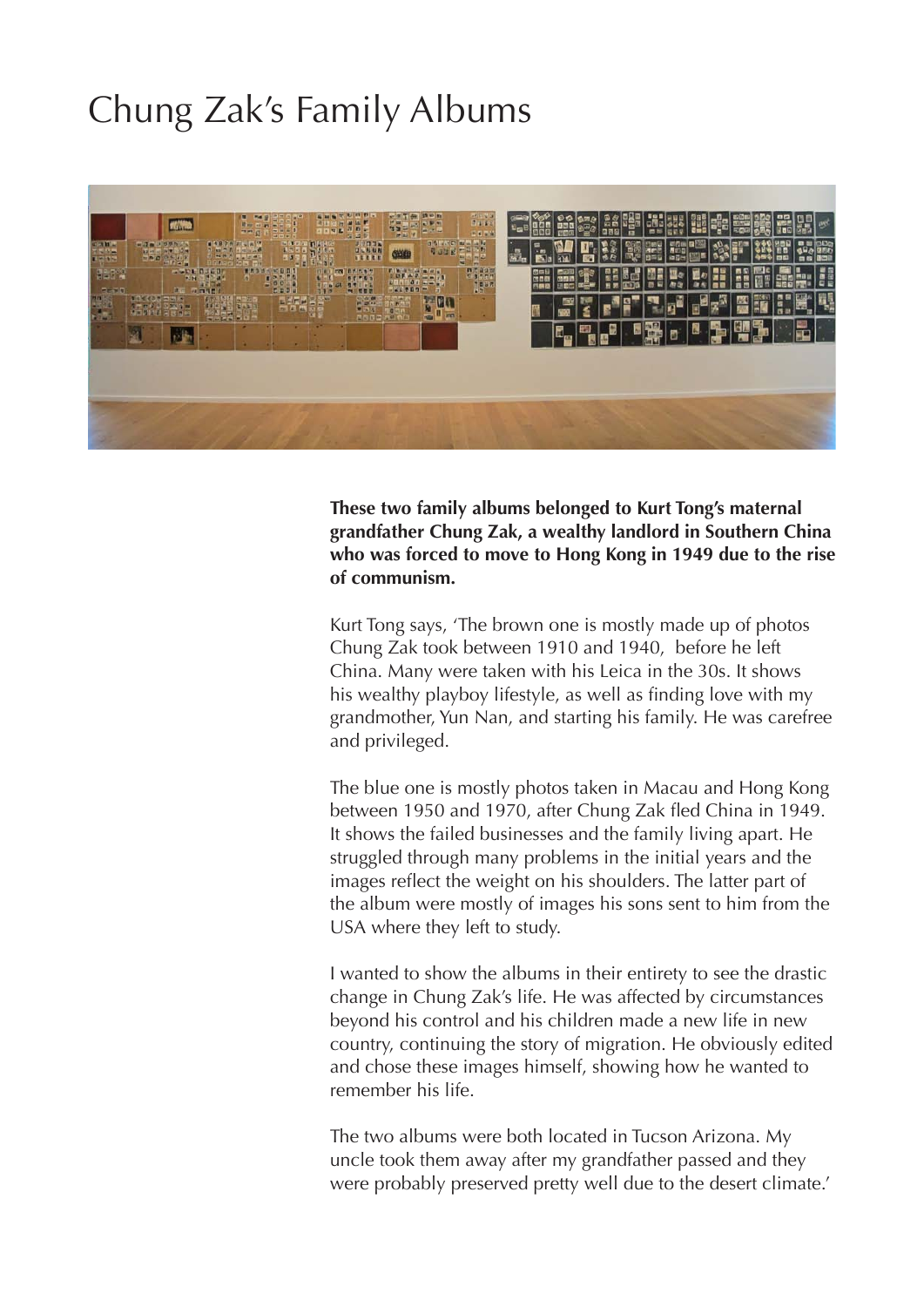# Chung Zak's Family Albums

**These two family albums belonged to Kurt Tong's maternal grandfather Chung Zak, a wealthy landlord in Southern China who was forced to move to Hong Kong in 1949 due to the rise of communism.**

Kurt Tong says, 'The brown one is mostly made up of photos Chung Zak took between 1910 and 1940, before he left China. Many were taken with his Leica in the 30s. It shows his wealthy playboy lifestyle, as well as finding love with my grandmother, Yun Nan, and starting his family. He was carefree and privileged.

The blue one is mostly photos taken in Macau and Hong Kong between 1950 and 1970, after Chung Zak fled China in 1949. It shows the failed businesses and the family living apart. He struggled through many problems in the initial years and the images reflect the weight on his shoulders. The latter part of the album were mostly of images his sons sent to him from the USA where they left to study.

I wanted to show the albums in their entirety to see the drastic change in Chung Zak's life. He was affected by circumstances beyond his control and his children made a new life in new country, continuing the story of migration. He obviously edited and chose these images himself, showing how he wanted to remember his life.

The two albums were both located in Tucson Arizona. My uncle took them away after my grandfather passed and they were probably preserved pretty well due to the desert climate.'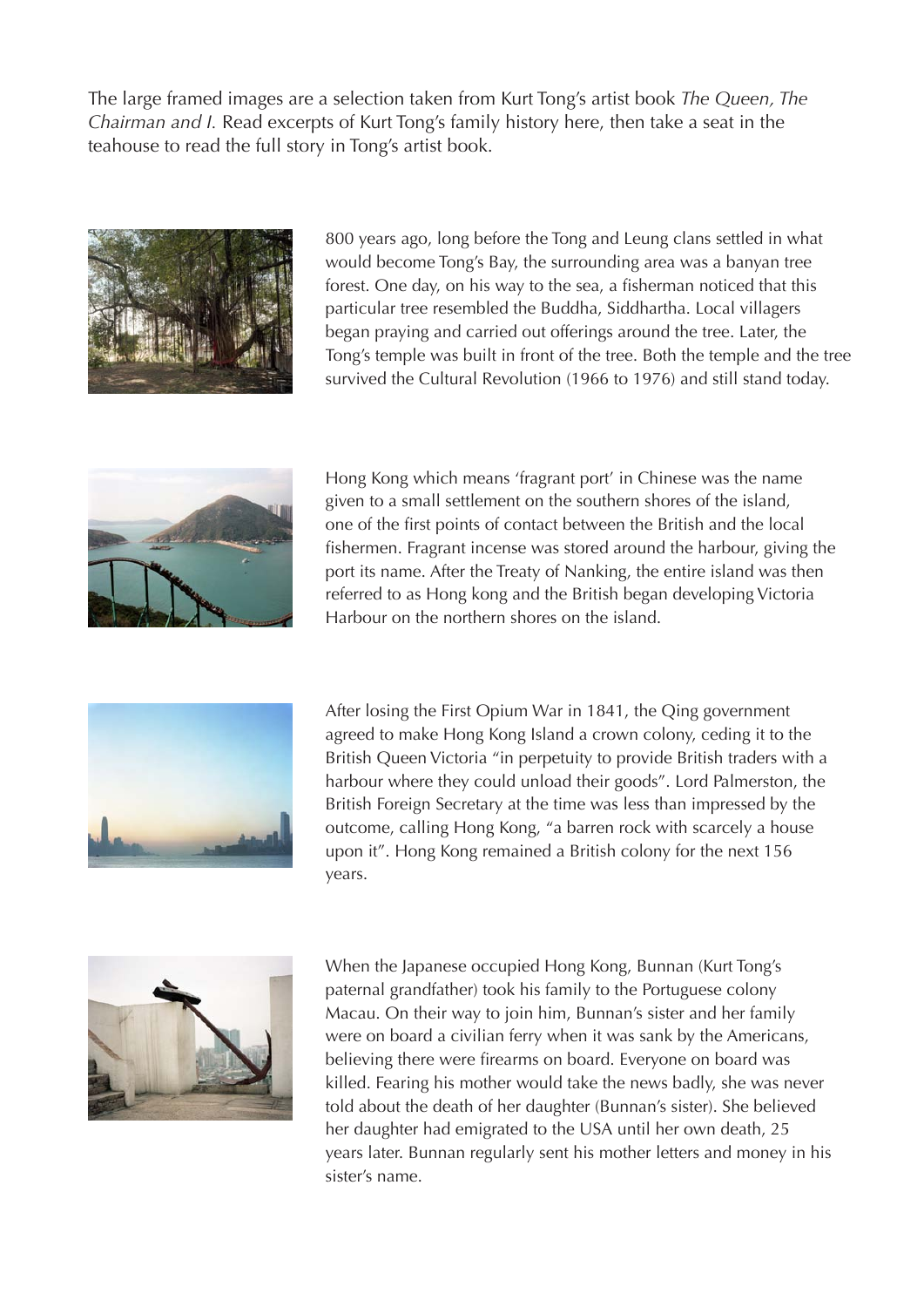The large framed images are a selection taken from Kurt Tong's artist book *The Queen, The Chairman and I.* Read excerpts of Kurt Tong's family history here, then take a seat in the teahouse to read the full story in Tong's artist book.

800 years ago, long before the Tong and Leung clans settled in what would become Tong's Bay, the surrounding area was a banyan tree forest. One day, on his way to the sea, a fisherman noticed that this particular tree resembled the Buddha, Siddhartha. Local villagers began praying and carried out offerings around the tree. Later, the Tong's temple was built in front of the tree. Both the temple and the tree survived the Cultural Revolution (1966 to 1976) and still stand today.

Hong Kong which means 'fragrant port' in Chinese was the name given to a small settlement on the southern shores of the island, one of the first points of contact between the British and the local fishermen. Fragrant incense was stored around the harbour, giving the port its name. After the Treaty of Nanking, the entire island was then referred to as Hong kong and the British began developing Victoria Harbour on the northern shores on the island.

After losing the First Opium War in 1841, the Qing government agreed to make Hong Kong Island a crown colony, ceding it to the British Queen Victoria "in perpetuity to provide British traders with a harbour where they could unload their goods". Lord Palmerston, the British Foreign Secretary at the time was less than impressed by the outcome, calling Hong Kong, "a barren rock with scarcely a house upon it". Hong Kong remained a British colony for the next 156 years.

When the Japanese occupied Hong Kong, Bunnan (Kurt Tong's paternal grandfather) took his family to the Portuguese colony Macau. On their way to join him, Bunnan's sister and her family were on board a civilian ferry when it was sank by the Americans, believing there were firearms on board. Everyone on board was killed. Fearing his mother would take the news badly, she was never told about the death of her daughter (Bunnan's sister). She believed her daughter had emigrated to the USA until her own death, 25 years later. Bunnan regularly sent his mother letters and money in his sister's name.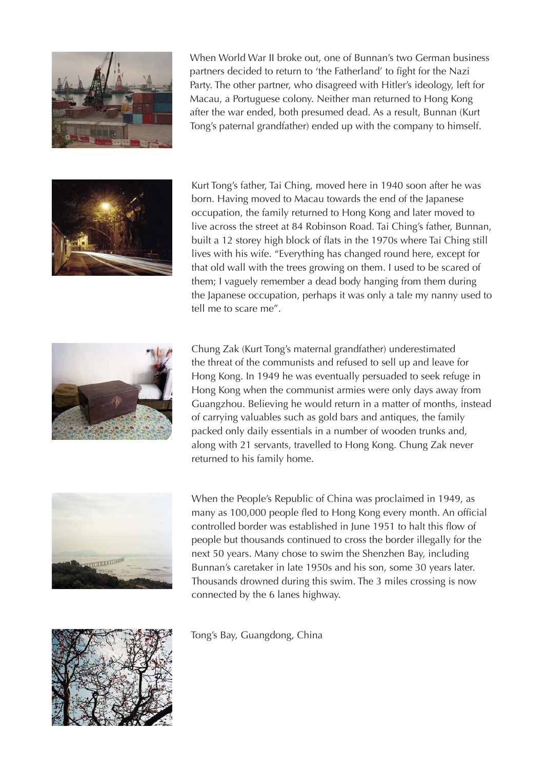When World War II broke out, one of Bunnan's two German business partners decided to return to 'the Fatherland' to fight for the Nazi Party. The other partner, who disagreed with Hitler's ideology, left for Macau, a Portuguese colony. Neither man returned to Hong Kong after the war ended, both presumed dead. As a result, Bunnan (Kurt Tong's paternal grandfather) ended up with the company to himself.

Kurt Tong's father, Tai Ching, moved here in 1940 soon after he was born. Having moved to Macau towards the end of the Japanese occupation, the family returned to Hong Kong and later moved to live across the street at 84 Robinson Road. Tai Ching's father, Bunnan, built a 12 storey high block of flats in the 1970s where Tai Ching still lives with his wife. "Everything has changed round here, except for that old wall with the trees growing on them. I used to be scared of them; I vaguely remember a dead body hanging from them during the Japanese occupation, perhaps it was only a tale my nanny used to tell me to scare me".

Chung Zak (Kurt Tong's maternal grandfather) underestimated the threat of the communists and refused to sell up and leave for Hong Kong. In 1949 he was eventually persuaded to seek refuge in Hong Kong when the communist armies were only days away from Guangzhou. Believing he would return in a matter of months, instead of carrying valuables such as gold bars and antiques, the family packed only daily essentials in a number of wooden trunks and, along with 21 servants, travelled to Hong Kong. Chung Zak never returned to his family home.

When the People's Republic of China was proclaimed in 1949, as many as 100,000 people fled to Hong Kong every month. An official controlled border was established in June 1951 to halt this flow of people but thousands continued to cross the border illegally for the next 50 years. Many chose to swim the Shenzhen Bay, including Bunnan's caretaker in late 1950s and his son, some 30 years later. Thousands drowned during this swim. The 3 miles crossing is now connected by the 6 lanes highway.

Tong's Bay, Guangdong, China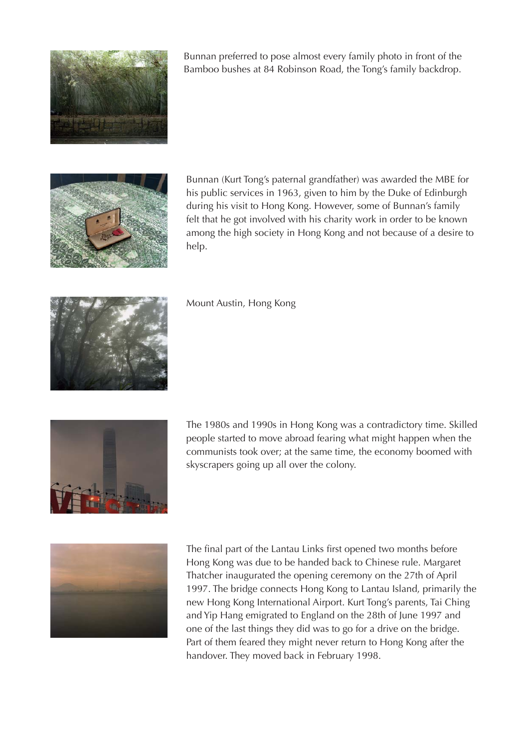Bunnan preferred to pose almost every family photo in front of the Bamboo bushes at 84 Robinson Road, the Tong's family backdrop.

Bunnan (Kurt Tong's paternal grandfather) was awarded the MBE for his public services in 1963, given to him by the Duke of Edinburgh during his visit to Hong Kong. However, some of Bunnan's family felt that he got involved with his charity work in order to be known among the high society in Hong Kong and not because of a desire to help.

Mount Austin, Hong Kong

The 1980s and 1990s in Hong Kong was a contradictory time. Skilled people started to move abroad fearing what might happen when the communists took over; at the same time, the economy boomed with skyscrapers going up all over the colony.

The final part of the Lantau Links first opened two months before Hong Kong was due to be handed back to Chinese rule. Margaret Thatcher inaugurated the opening ceremony on the 27th of April 1997. The bridge connects Hong Kong to Lantau Island, primarily the new Hong Kong International Airport. Kurt Tong's parents, Tai Ching and Yip Hang emigrated to England on the 28th of June 1997 and one of the last things they did was to go for a drive on the bridge. Part of them feared they might never return to Hong Kong after the handover. They moved back in February 1998.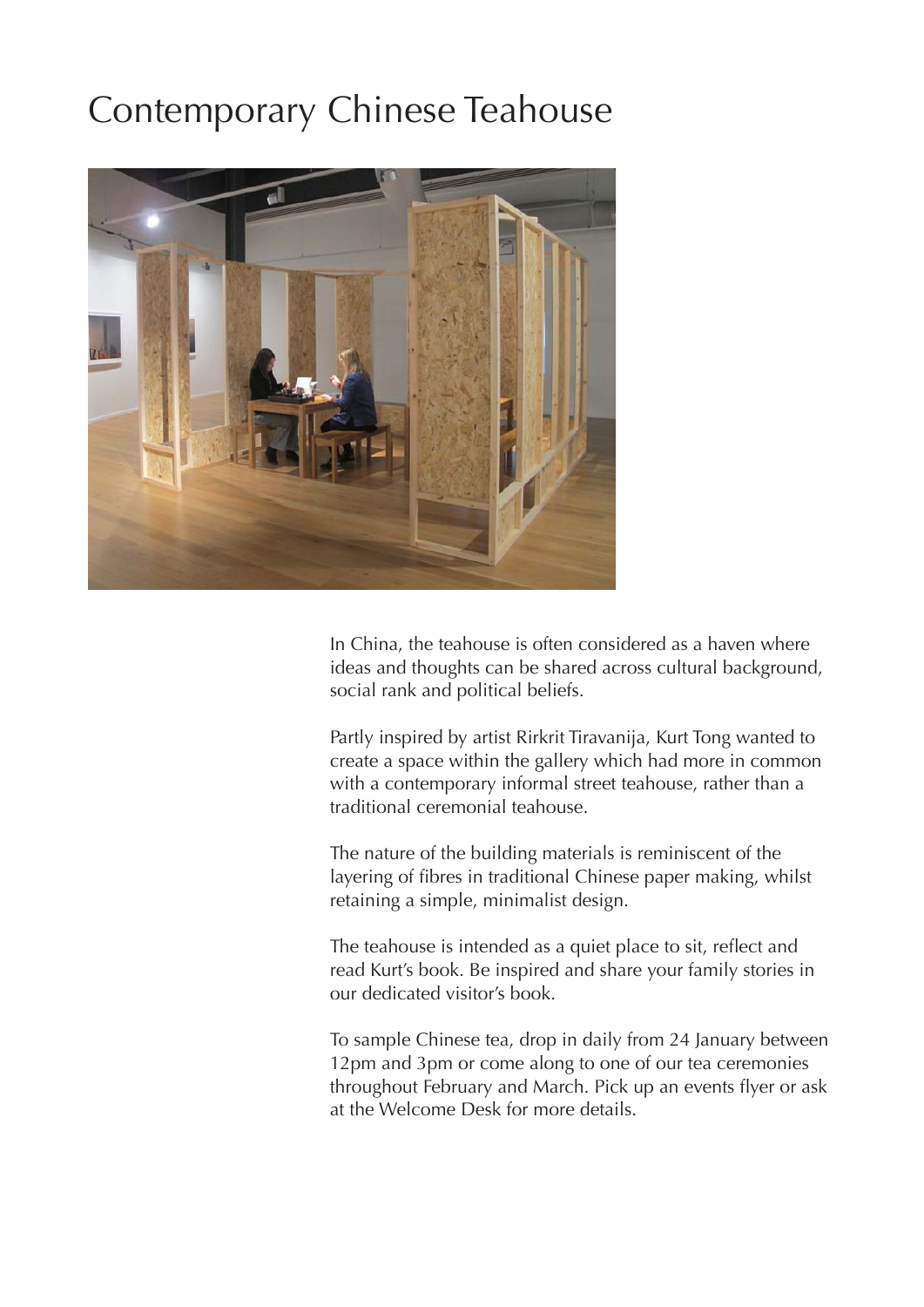# Contemporary Chinese Teahouse

In China, the teahouse is often considered as a haven where ideas and thoughts can be shared across cultural background, social rank and political beliefs.

Partly inspired by artist Rirkrit Tiravanija, Kurt Tong wanted to create a space within the gallery which had more in common with a contemporary informal street teahouse, rather than a traditional ceremonial teahouse.

The nature of the building materials is reminiscent of the layering of fibres in traditional Chinese paper making, whilst retaining a simple, minimalist design.

The teahouse is intended as a quiet place to sit, reflect and read Kurt's book. Be inspired and share your family stories in our dedicated visitor's book.

To sample Chinese tea, drop in daily from 24 January between 12pm and 3pm or come along to one of our tea ceremonies throughout February and March. Pick up an events flyer or ask at the Welcome Desk for more details.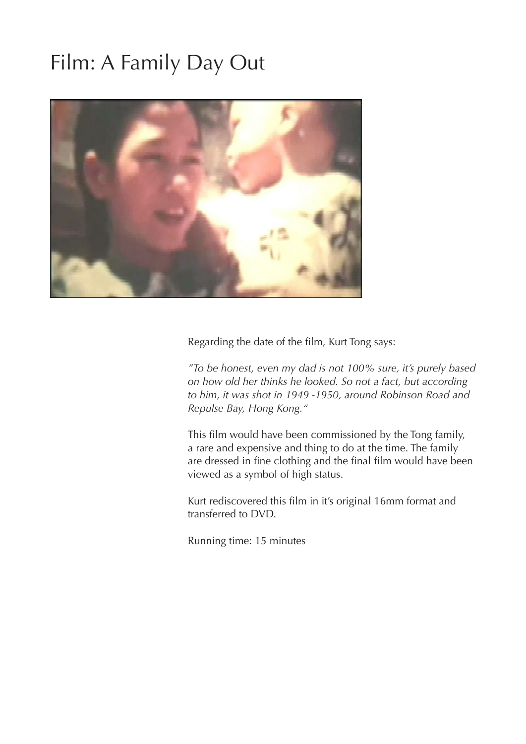# Film: A Family Day Out

Regarding the date of the film, Kurt Tong says:

*"To be honest, even my dad is not 100% sure, it's purely based on how old her thinks he looked. So not a fact, but according to him, it was shot in 1949 -1950, around Robinson Road and Repulse Bay, Hong Kong."*

This film would have been commissioned by the Tong family, a rare and expensive and thing to do at the time. The family are dressed in fine clothing and the final film would have been viewed as a symbol of high status.

Kurt rediscovered this film in it's original 16mm format and transferred to DVD.

Running time: 15 minutes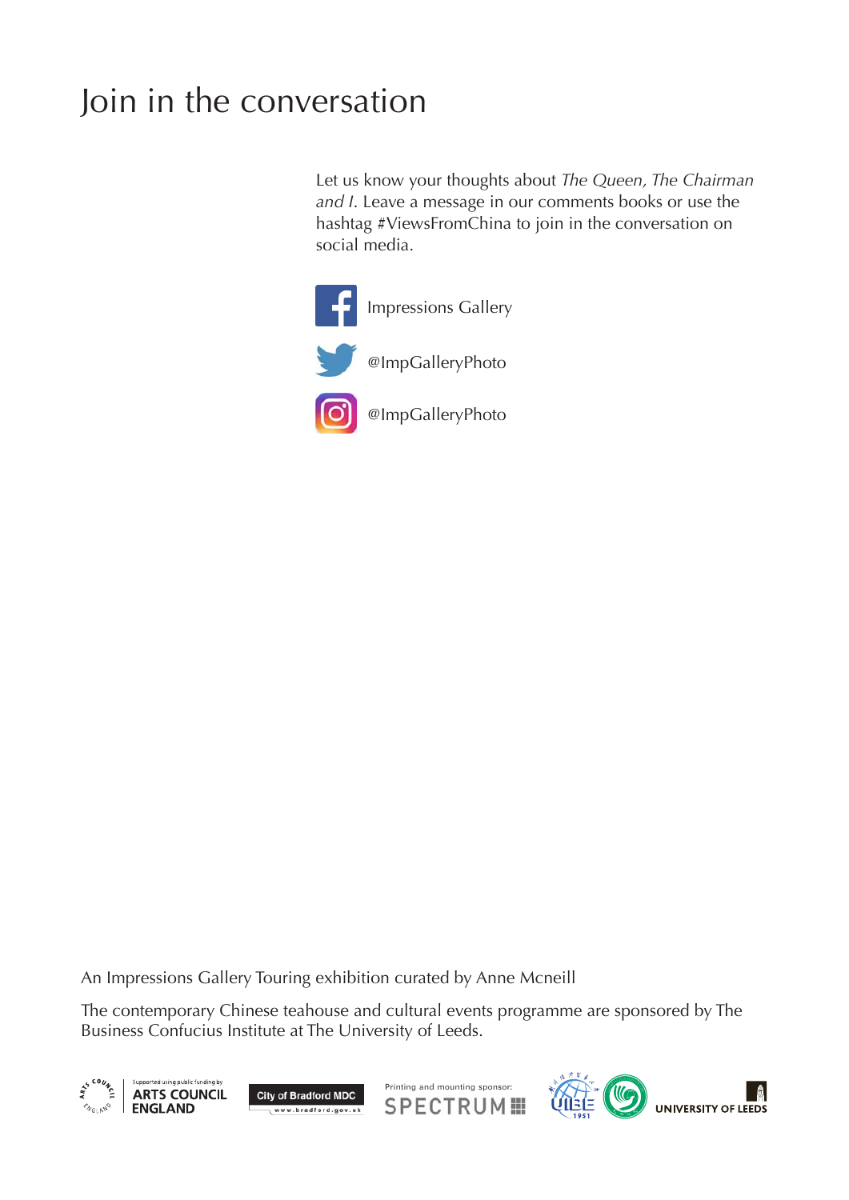# Join in the conversation

Let us know your thoughts about *The Queen, The Chairman and I*. Leave a message in our comments books or use the hashtag #ViewsFromChina to join in the conversation on social media.

Impressions Gallery

@ImpGalleryPhoto

@ImpGalleryPhoto

An Impressions Gallery Touring exhibition curated by Anne Mcneill

The contemporary Chinese teahouse and cultural events programme are sponsored by The Business Confucius Institute at The University of Leeds.

Supported using public funding by ARTS COUNCIL ENGLAND

City of Bradford MDC www.bradford.gov.uk

Printing and mounting sponsor: SPECTRUM

UIBE 1951

UNIVERSITY OF LEEDS